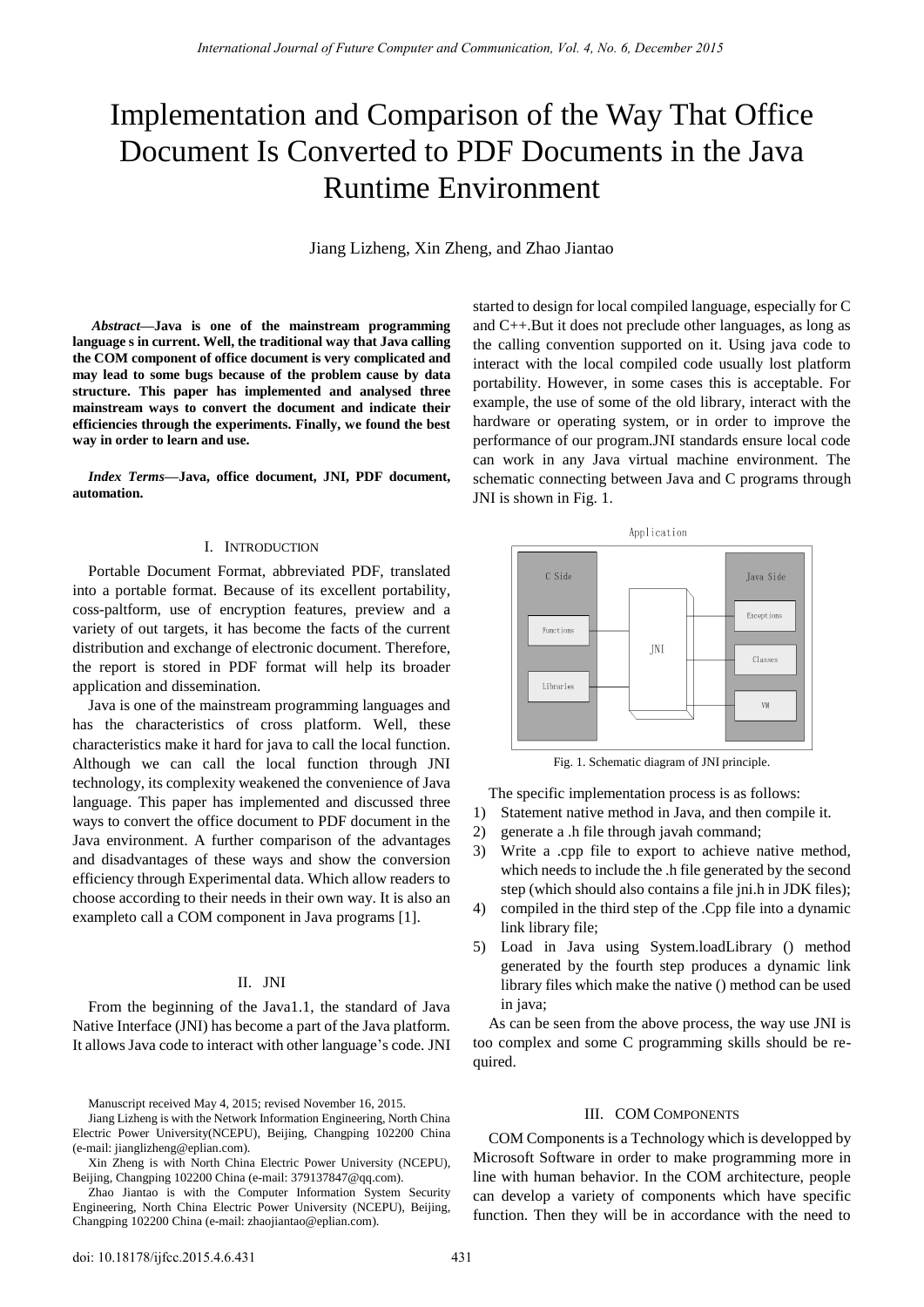# Implementation and Comparison of the Way That Office Document Is Converted to PDF Documents in the Java Runtime Environment

Jiang Lizheng, Xin Zheng, and Zhao Jiantao

***Abstract*—Java is one of the mainstream programming language s in current. Well, the traditional way that Java calling the COM component of office document is very complicated and may lead to some bugs because of the problem cause by data structure. This paper has implemented and analysed three mainstream ways to convert the document and indicate their efficiencies through the experiments. Finally, we found the best way in order to learn and use.**

***Index Terms*—Java, office document, JNI, PDF document, automation.**

## I. Introduction

Portable Document Format, abbreviated PDF, translated into a portable format. Because of its excellent portability, coss-paltform, use of encryption features, preview and a variety of out targets, it has become the facts of the current distribution and exchange of electronic document. Therefore, the report is stored in PDF format will help its broader application and dissemination.

Java is one of the mainstream programming languages and has the characteristics of cross platform. Well, these characteristics make it hard for java to call the local function. Although we can call the local function through JNI technology, its complexity weakened the convenience of Java language. This paper has implemented and discussed three ways to convert the office document to PDF document in the Java environment. A further comparison of the advantages and disadvantages of these ways and show the conversion efficiency through Experimental data. Which allow readers to choose according to their needs in their own way. It is also an exampleto call a COM component in Java programs [1].

## II. JNI

From the beginning of the Java1.1, the standard of Java Native Interface (JNI) has become a part of the Java platform. It allows Java code to interact with other language's code. JNI started to design for local compiled language, especially for C and C++.But it does not preclude other languages, as long as the calling convention supported on it. Using java code to interact with the local compiled code usually lost platform portability. However, in some cases this is acceptable. For example, the use of some of the old library, interact with the hardware or operating system, or in order to improve the performance of our program.JNI standards ensure local code can work in any Java virtual machine environment. The schematic connecting between Java and C programs through JNI is shown in Fig. 1.

Fig. 1. Schematic diagram of JNI principle.

The specific implementation process is as follows:

1) Statement native method in Java, and then compile it.
2) generate a .h file through javah command;
3) Write a .cpp file to export to achieve native method, which needs to include the .h file generated by the second step (which should also contains a file jni.h in JDK files);
4) compiled in the third step of the .Cpp file into a dynamic link library file;
5) Load in Java using System.loadLibrary () method generated by the fourth step produces a dynamic link library files which make the native () method can be used in java;

As can be seen from the above process, the way use JNI is too complex and some C programming skills should be required.

## III. COM Components

COM Components is a Technology which is developped by Microsoft Software in order to make programming more in line with human behavior. In the COM architecture, people can develop a variety of components which have specific function. Then they will be in accordance with the need to

Manuscript received May 4, 2015; revised November 16, 2015.

Jiang Lizheng is with the Network Information Engineering, North China Electric Power University(NCEPU), Beijing, Changping 102200 China (e-mail: jianglizheng@eplian.com).

Xin Zheng is with North China Electric Power University (NCEPU), Beijing, Changping 102200 China (e-mail: 379137847@qq.com).

Zhao Jiantao is with the Computer Information System Security Engineering, North China Electric Power University (NCEPU), Beijing, Changping 102200 China (e-mail: zhaojiantao@eplian.com).

doi: 10.18178/ijfcc.2015.4.6.431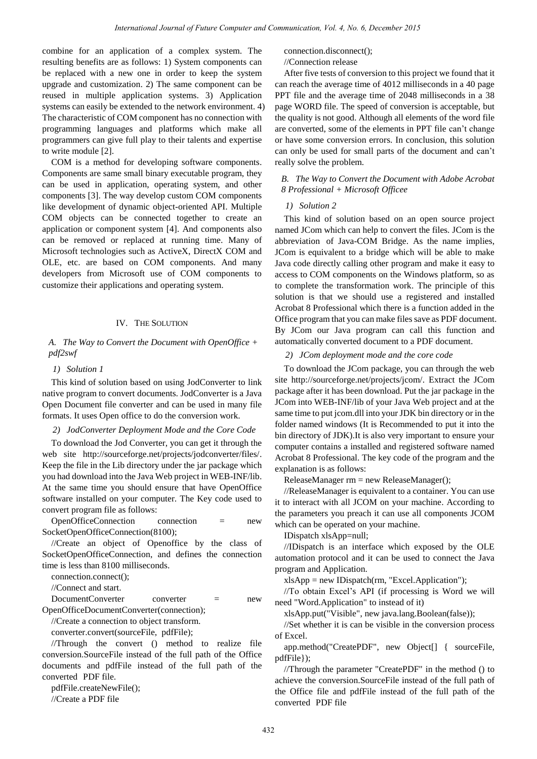combine for an application of a complex system. The resulting benefits are as follows: 1) System components can be replaced with a new one in order to keep the system upgrade and customization. 2) The same component can be reused in multiple application systems. 3) Application systems can easily be extended to the network environment. 4) The characteristic of COM component has no connection with programming languages and platforms which make all programmers can give full play to their talents and expertise to write module [2].

COM is a method for developing software components. Components are same small binary executable program, they can be used in application, operating system, and other components [3]. The way develop custom COM components like development of dynamic object-oriented API. Multiple COM objects can be connected together to create an application or component system [4]. And components also can be removed or replaced at running time. Many of Microsoft technologies such as ActiveX, DirectX COM and OLE, etc. are based on COM components. And many developers from Microsoft use of COM components to customize their applications and operating system.

## IV. The Solution

### A. The Way to Convert the Document with OpenOffice + pdf2swf

#### 1) Solution 1

This kind of solution based on using JodConverter to link native program to convert documents. JodConverter is a Java Open Document file converter and can be used in many file formats. It uses Open office to do the conversion work.

#### 2) JodConverter Deployment Mode and the Core Code

To download the Jod Converter, you can get it through the web site http://sourceforge.net/projects/jodconverter/files/. Keep the file in the Lib directory under the jar package which you had download into the Java Web project in WEB-INF/lib. At the same time you should ensure that have OpenOffice software installed on your computer. The Key code used to convert program file as follows:

```
OpenOfficeConnection connection = new SocketOpenOfficeConnection(8100);
//Create an object of Openoffice by the class of SocketOpenOfficeConnection, and defines the connection time is less than 8100 milliseconds.
connection.connect();
//Connect and start.
DocumentConverter converter = new OpenOfficeDocumentConverter(connection);
//Create a connection to object transform.
converter.convert(sourceFile, pdfFile);
//Through the convert () method to realize file conversion.SourceFile instead of the full path of the Office documents and pdfFile instead of the full path of the converted PDF file.
pdfFile.createNewFile();
//Create a PDF file
connection.disconnect();
//Connection release
```

After five tests of conversion to this project we found that it can reach the average time of 4012 milliseconds in a 40 page PPT file and the average time of 2048 milliseconds in a 38 page WORD file. The speed of conversion is acceptable, but the quality is not good. Although all elements of the word file are converted, some of the elements in PPT file can't change or have some conversion errors. In conclusion, this solution can only be used for small parts of the document and can't really solve the problem.

### B. The Way to Convert the Document with Adobe Acrobat 8 Professional + Microsoft Officee

#### 1) Solution 2

This kind of solution based on an open source project named JCom which can help to convert the files. JCom is the abbreviation of Java-COM Bridge. As the name implies, JCom is equivalent to a bridge which will be able to make Java code directly calling other program and make it easy to access to COM components on the Windows platform, so as to complete the transformation work. The principle of this solution is that we should use a registered and installed Acrobat 8 Professional which there is a function added in the Office program that you can make files save as PDF document. By JCom our Java program can call this function and automatically converted document to a PDF document.

#### 2) JCom deployment mode and the core code

To download the JCom package, you can through the web site http://sourceforge.net/projects/jcom/. Extract the JCom package after it has been download. Put the jar package in the JCom into WEB-INF/lib of your Java Web project and at the same time to put jcom.dll into your JDK bin directory or in the folder named windows (It is Recommended to put it into the bin directory of JDK).It is also very important to ensure your computer contains a installed and registered software named Acrobat 8 Professional. The key code of the program and the explanation is as follows:

```
ReleaseManager rm = new ReleaseManager();
//ReleaseManager is equivalent to a container. You can use it to interact with all JCOM on your machine. According to the parameters you preach it can use all components JCOM which can be operated on your machine.
IDispatch xlsApp=null;
//IDispatch is an interface which exposed by the OLE automation protocol and it can be used to connect the Java program and Application.
xlsApp = new IDispatch(rm, "Excel.Application");
//To obtain Excel's API (if processing is Word we will need "Word.Application" to instead of it)
xlsApp.put("Visible", new java.lang.Boolean(false));
//Set whether it is can be visible in the conversion process of Excel.
app.method("CreatePDF", new Object[] { sourceFile, pdfFile});
//Through the parameter "CreatePDF" in the method () to achieve the conversion.SourceFile instead of the full path of the Office file and pdfFile instead of the full path of the converted PDF file
```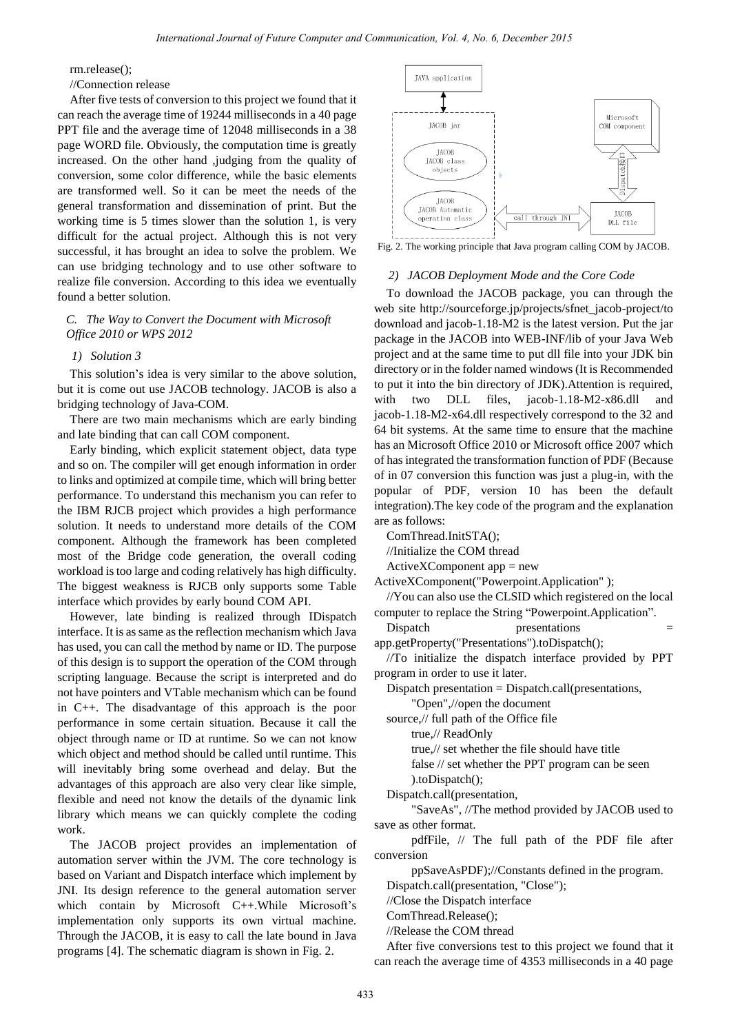rm.release();

//Connection release

After five tests of conversion to this project we found that it can reach the average time of 19244 milliseconds in a 40 page PPT file and the average time of 12048 milliseconds in a 38 page WORD file. Obviously, the computation time is greatly increased. On the other hand ,judging from the quality of conversion, some color difference, while the basic elements are transformed well. So it can be meet the needs of the general transformation and dissemination of print. But the working time is 5 times slower than the solution 1, is very difficult for the actual project. Although this is not very successful, it has brought an idea to solve the problem. We can use bridging technology and to use other software to realize file conversion. According to this idea we eventually found a better solution.

### *C. The Way to Convert the Document with Microsoft Office 2010 or WPS 2012*

#### *1) Solution 3*

This solution's idea is very similar to the above solution, but it is come out use JACOB technology. JACOB is also a bridging technology of Java-COM.

There are two main mechanisms which are early binding and late binding that can call COM component.

Early binding, which explicit statement object, data type and so on. The compiler will get enough information in order to links and optimized at compile time, which will bring better performance. To understand this mechanism you can refer to the IBM RJCB project which provides a high performance solution. It needs to understand more details of the COM component. Although the framework has been completed most of the Bridge code generation, the overall coding workload is too large and coding relatively has high difficulty. The biggest weakness is RJCB only supports some Table interface which provides by early bound COM API.

However, late binding is realized through IDispatch interface. It is as same as the reflection mechanism which Java has used, you can call the method by name or ID. The purpose of this design is to support the operation of the COM through scripting language. Because the script is interpreted and do not have pointers and VTable mechanism which can be found in C++. The disadvantage of this approach is the poor performance in some certain situation. Because it call the object through name or ID at runtime. So we can not know which object and method should be called until runtime. This will inevitably bring some overhead and delay. But the advantages of this approach are also very clear like simple, flexible and need not know the details of the dynamic link library which means we can quickly complete the coding work.

The JACOB project provides an implementation of automation server within the JVM. The core technology is based on Variant and Dispatch interface which implement by JNI. Its design reference to the general automation server which contain by Microsoft C++.While Microsoft's implementation only supports its own virtual machine. Through the JACOB, it is easy to call the late bound in Java programs [4]. The schematic diagram is shown in Fig. 2.

Fig. 2. The working principle that Java program calling COM by JACOB.

#### *2) JACOB Deployment Mode and the Core Code*

To download the JACOB package, you can through the web site http://sourceforge.jp/projects/sfnet_jacob-project/to download and jacob-1.18-M2 is the latest version. Put the jar package in the JACOB into WEB-INF/lib of your Java Web project and at the same time to put dll file into your JDK bin directory or in the folder named windows (It is Recommended to put it into the bin directory of JDK).Attention is required, with two DLL files, jacob-1.18-M2-x86.dll and jacob-1.18-M2-x64.dll respectively correspond to the 32 and 64 bit systems. At the same time to ensure that the machine has an Microsoft Office 2010 or Microsoft office 2007 which of has integrated the transformation function of PDF (Because of in 07 conversion this function was just a plug-in, with the popular of PDF, version 10 has been the default integration).The key code of the program and the explanation are as follows:

```
ComThread.InitSTA();
//Initialize the COM thread
ActiveXComponent app = new ActiveXComponent("Powerpoint.Application" );
//You can also use the CLSID which registered on the local computer to replace the String "Powerpoint.Application".
Dispatch presentations = app.getProperty("Presentations").toDispatch();
//To initialize the dispatch interface provided by PPT program in order to use it later.
Dispatch presentation = Dispatch.call(presentations,
    "Open",//open the document
source,// full path of the Office file
    true,// ReadOnly
    true,// set whether the file should have title
    false // set whether the PPT program can be seen
    ).toDispatch();
Dispatch.call(presentation,
    "SaveAs", //The method provided by JACOB used to save as other format.
    pdfFile, // The full path of the PDF file after conversion
    ppSaveAsPDF);//Constants defined in the program.
Dispatch.call(presentation, "Close");
//Close the Dispatch interface
ComThread.Release();
//Release the COM thread
```

After five conversions test to this project we found that it can reach the average time of 4353 milliseconds in a 40 page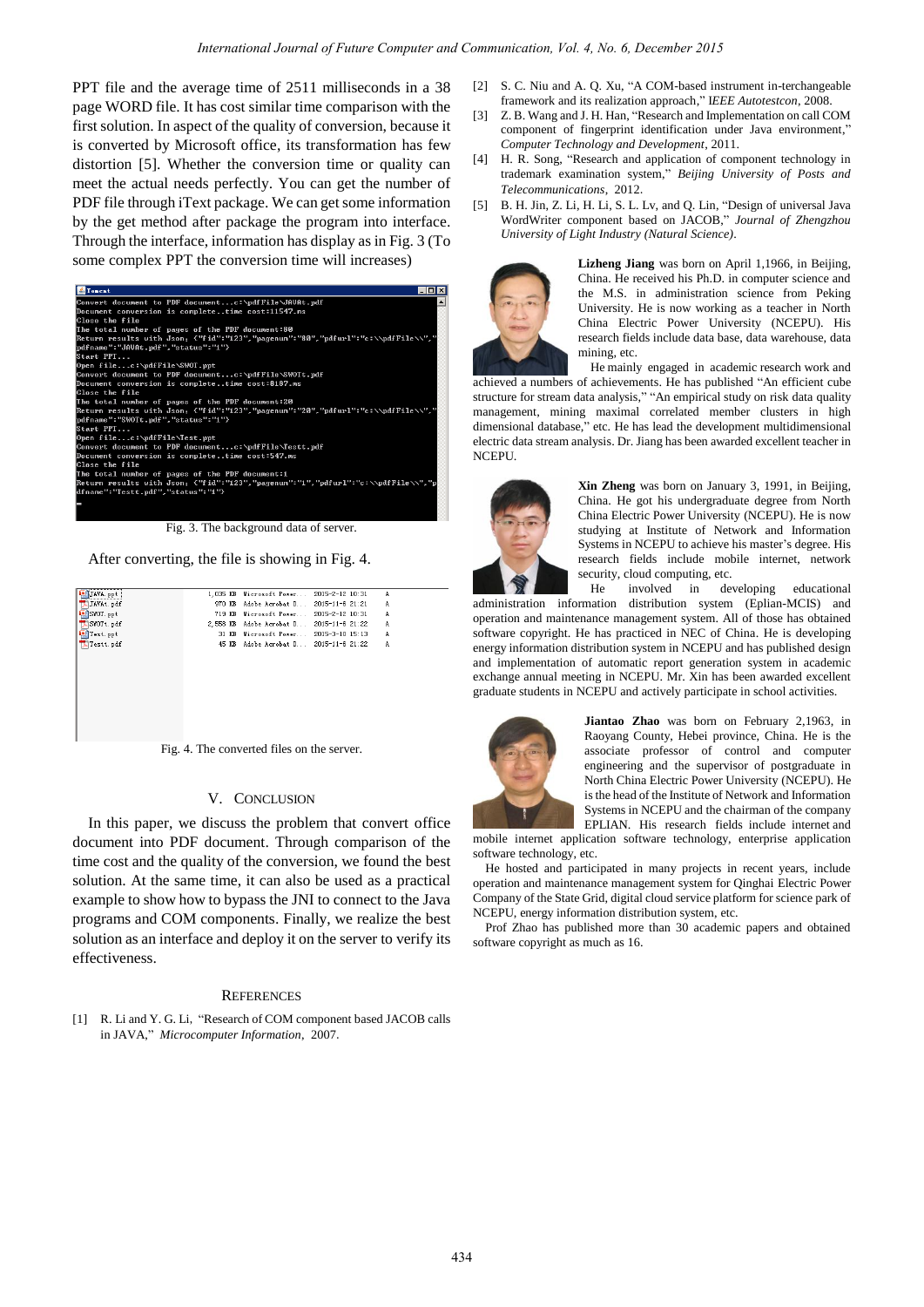PPT file and the average time of 2511 milliseconds in a 38 page WORD file. It has cost similar time comparison with the first solution. In aspect of the quality of conversion, because it is converted by Microsoft office, its transformation has few distortion [5]. Whether the conversion time or quality can meet the actual needs perfectly. You can get the number of PDF file through iText package. We can get some information by the get method after package the program into interface. Through the interface, information has display as in Fig. 3 (To some complex PPT the conversion time will increases)

Fig. 3. The background data of server.

After converting, the file is showing in Fig. 4.

Fig. 4. The converted files on the server.

## V. Conclusion

In this paper, we discuss the problem that convert office document into PDF document. Through comparison of the time cost and the quality of the conversion, we found the best solution. At the same time, it can also be used as a practical example to show how to bypass the JNI to connect to the Java programs and COM components. Finally, we realize the best solution as an interface and deploy it on the server to verify its effectiveness.

## References

[1] R. Li and Y. G. Li, "Research of COM component based JACOB calls in JAVA," *Microcomputer Information*, 2007.

[2] S. C. Niu and A. Q. Xu, "A COM-based instrument in-terchangeable framework and its realization approach," I*EEE Autotestcon*, 2008.

[3] Z. B. Wang and J. H. Han, "Research and Implementation on call COM component of fingerprint identification under Java environment," *Computer Technology and Development*, 2011.

[4] H. R. Song, "Research and application of component technology in trademark examination system," *Beijing University of Posts and Telecommunications*, 2012.

[5] B. H. Jin, Z. Li, H. Li, S. L. Lv, and Q. Lin, "Design of universal Java WordWriter component based on JACOB," *Journal of Zhengzhou University of Light Industry (Natural Science)*.

**Lizheng Jiang** was born on April 1,1966, in Beijing, China. He received his Ph.D. in computer science and the M.S. in administration science from Peking University. He is now working as a teacher in North China Electric Power University (NCEPU). His research fields include data base, data warehouse, data mining, etc.

He mainly engaged in academic research work and achieved a numbers of achievements. He has published "An efficient cube structure for stream data analysis," "An empirical study on risk data quality management, mining maximal correlated member clusters in high dimensional database," etc. He has lead the development multidimensional electric data stream analysis. Dr. Jiang has been awarded excellent teacher in NCEPU.

**Xin Zheng** was born on January 3, 1991, in Beijing, China. He got his undergraduate degree from North China Electric Power University (NCEPU). He is now studying at Institute of Network and Information Systems in NCEPU to achieve his master's degree. His research fields include mobile internet, network security, cloud computing, etc.

He involved in developing educational administration information distribution system (Eplian-MCIS) and operation and maintenance management system. All of those has obtained software copyright. He has practiced in NEC of China. He is developing energy information distribution system in NCEPU and has published design and implementation of automatic report generation system in academic exchange annual meeting in NCEPU. Mr. Xin has been awarded excellent graduate students in NCEPU and actively participate in school activities.

**Jiantao Zhao** was born on February 2,1963, in Raoyang County, Hebei province, China. He is the associate professor of control and computer engineering and the supervisor of postgraduate in North China Electric Power University (NCEPU). He is the head of the Institute of Network and Information Systems in NCEPU and the chairman of the company EPLIAN. His research fields include internet and mobile internet application software technology, enterprise application software technology, etc.

He hosted and participated in many projects in recent years, include operation and maintenance management system for Qinghai Electric Power Company of the State Grid, digital cloud service platform for science park of NCEPU, energy information distribution system, etc.

Prof Zhao has published more than 30 academic papers and obtained software copyright as much as 16.